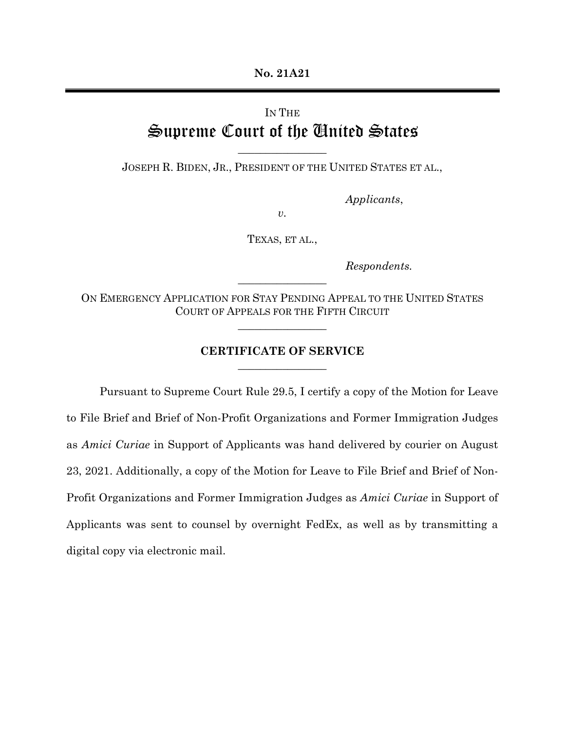**No. 21A21**

---

IN THE

# Supreme Court of the United States

---

JOSEPH R. BIDEN, JR., PRESIDENT OF THE UNITED STATES ET AL.,

*Applicants*,

*v.*

TEXAS, ET AL.,

*Respondents.*

---

ON EMERGENCY APPLICATION FOR STAY PENDING APPEAL TO THE UNITED STATES COURT OF APPEALS FOR THE FIFTH CIRCUIT

---

## CERTIFICATE OF SERVICE

---

Pursuant to Supreme Court Rule 29.5, I certify a copy of the Motion for Leave to File Brief and Brief of Non-Profit Organizations and Former Immigration Judges as *Amici Curiae* in Support of Applicants was hand delivered by courier on August 23, 2021. Additionally, a copy of the Motion for Leave to File Brief and Brief of Non-Profit Organizations and Former Immigration Judges as *Amici Curiae* in Support of Applicants was sent to counsel by overnight FedEx, as well as by transmitting a digital copy via electronic mail.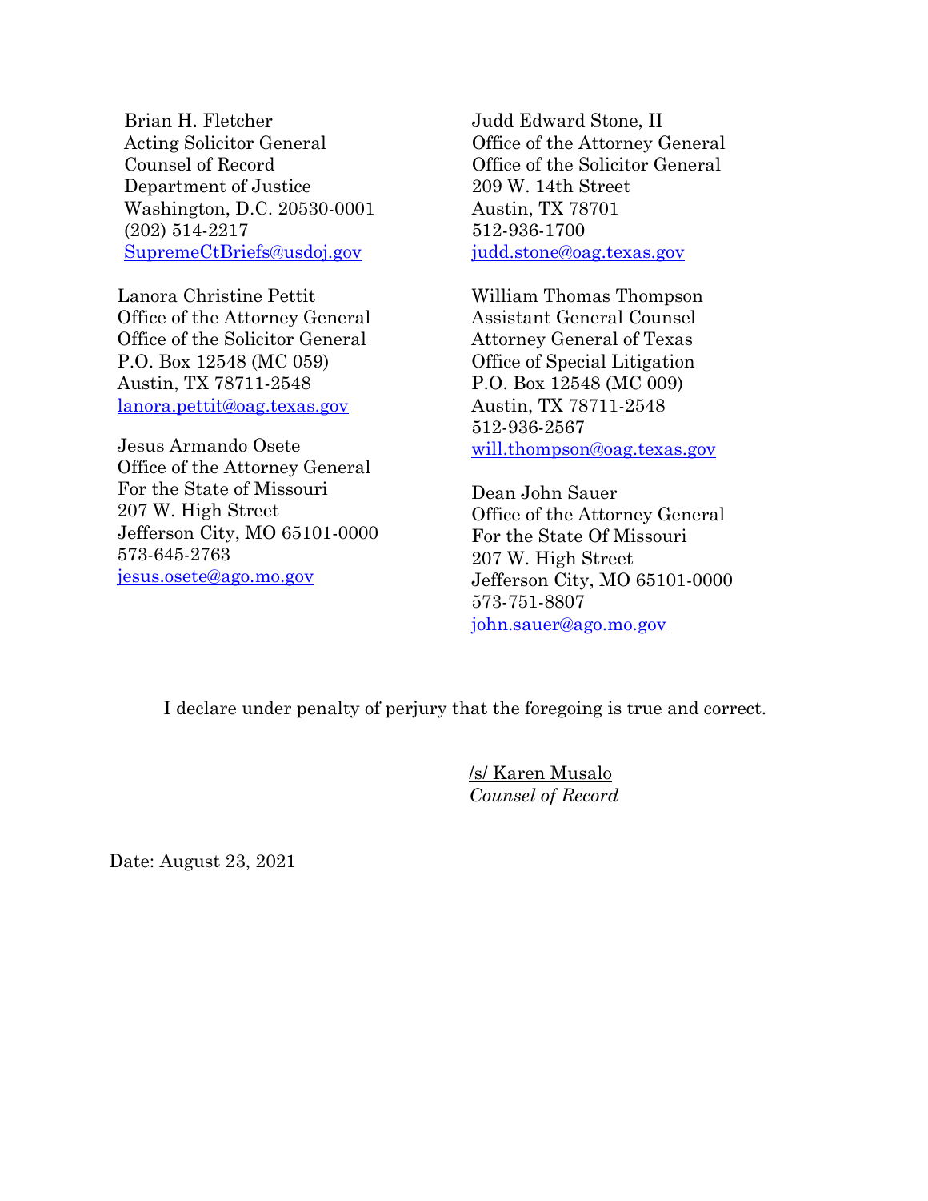Brian H. Fletcher
Acting Solicitor General
Counsel of Record
Department of Justice
Washington, D.C. 20530-0001
(202) 514-2217
SupremeCtBriefs@usdoj.gov

Lanora Christine Pettit
Office of the Attorney General
Office of the Solicitor General
P.O. Box 12548 (MC 059)
Austin, TX 78711-2548
lanora.pettit@oag.texas.gov

Jesus Armando Osete
Office of the Attorney General
For the State of Missouri
207 W. High Street
Jefferson City, MO 65101-0000
573-645-2763
jesus.osete@ago.mo.gov

Judd Edward Stone, II
Office of the Attorney General
Office of the Solicitor General
209 W. 14th Street
Austin, TX 78701
512-936-1700
judd.stone@oag.texas.gov

William Thomas Thompson
Assistant General Counsel
Attorney General of Texas
Office of Special Litigation
P.O. Box 12548 (MC 009)
Austin, TX 78711-2548
512-936-2567
will.thompson@oag.texas.gov

Dean John Sauer
Office of the Attorney General
For the State Of Missouri
207 W. High Street
Jefferson City, MO 65101-0000
573-751-8807
john.sauer@ago.mo.gov

I declare under penalty of perjury that the foregoing is true and correct.

/s/ Karen Musalo
*Counsel of Record*

Date: August 23, 2021